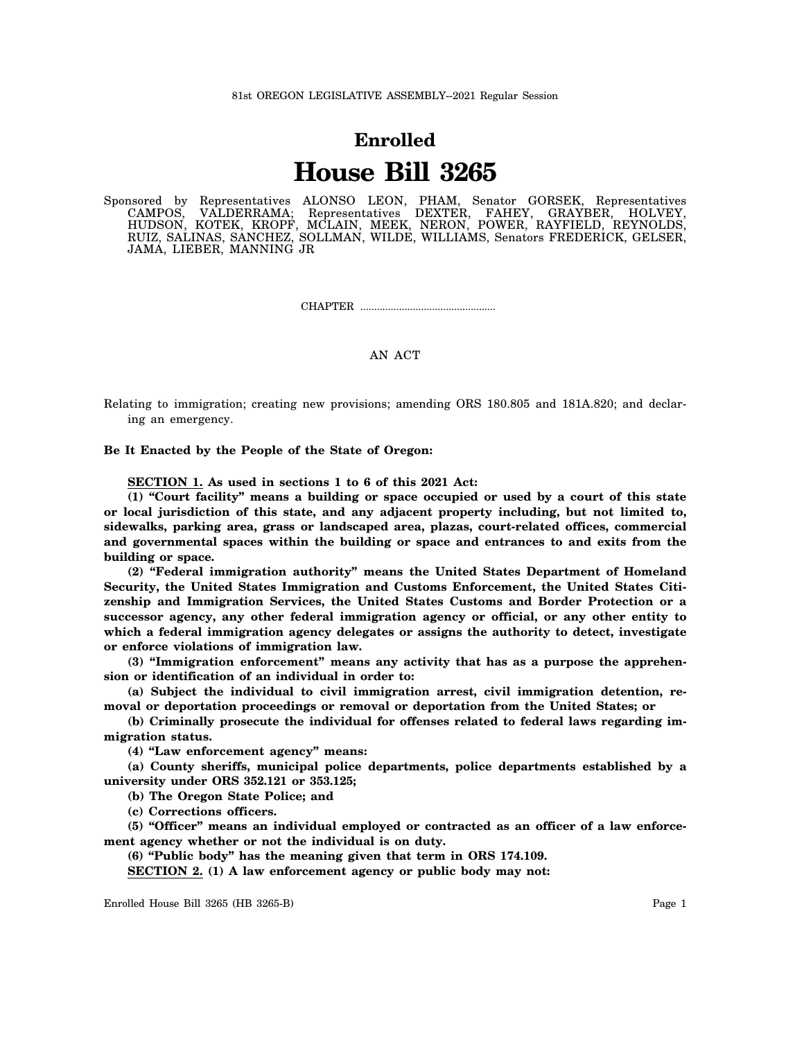81st OREGON LEGISLATIVE ASSEMBLY--2021 Regular Session

# Enrolled

# House Bill 3265

Sponsored by Representatives ALONSO LEON, PHAM, Senator GORSEK, Representatives CAMPOS, VALDERRAMA; Representatives DEXTER, FAHEY, GRAYBER, HOLVEY, HUDSON, KOTEK, KROPF, MCLAIN, MEEK, NERON, POWER, RAYFIELD, REYNOLDS, RUIZ, SALINAS, SANCHEZ, SOLLMAN, WILDE, WILLIAMS, Senators FREDERICK, GELSER, JAMA, LIEBER, MANNING JR

CHAPTER .................................................

AN ACT

Relating to immigration; creating new provisions; amending ORS 180.805 and 181A.820; and declaring an emergency.

**Be It Enacted by the People of the State of Oregon:**

**SECTION 1. As used in sections 1 to 6 of this 2021 Act:**

**(1) "Court facility" means a building or space occupied or used by a court of this state or local jurisdiction of this state, and any adjacent property including, but not limited to, sidewalks, parking area, grass or landscaped area, plazas, court-related offices, commercial and governmental spaces within the building or space and entrances to and exits from the building or space.**

**(2) "Federal immigration authority" means the United States Department of Homeland Security, the United States Immigration and Customs Enforcement, the United States Citizenship and Immigration Services, the United States Customs and Border Protection or a successor agency, any other federal immigration agency or official, or any other entity to which a federal immigration agency delegates or assigns the authority to detect, investigate or enforce violations of immigration law.**

**(3) "Immigration enforcement" means any activity that has as a purpose the apprehension or identification of an individual in order to:**

**(a) Subject the individual to civil immigration arrest, civil immigration detention, removal or deportation proceedings or removal or deportation from the United States; or**

**(b) Criminally prosecute the individual for offenses related to federal laws regarding immigration status.**

**(4) "Law enforcement agency" means:**

**(a) County sheriffs, municipal police departments, police departments established by a university under ORS 352.121 or 353.125;**

**(b) The Oregon State Police; and**

**(c) Corrections officers.**

**(5) "Officer" means an individual employed or contracted as an officer of a law enforcement agency whether or not the individual is on duty.**

**(6) "Public body" has the meaning given that term in ORS 174.109.**

**SECTION 2. (1) A law enforcement agency or public body may not:**

Enrolled House Bill 3265 (HB 3265-B)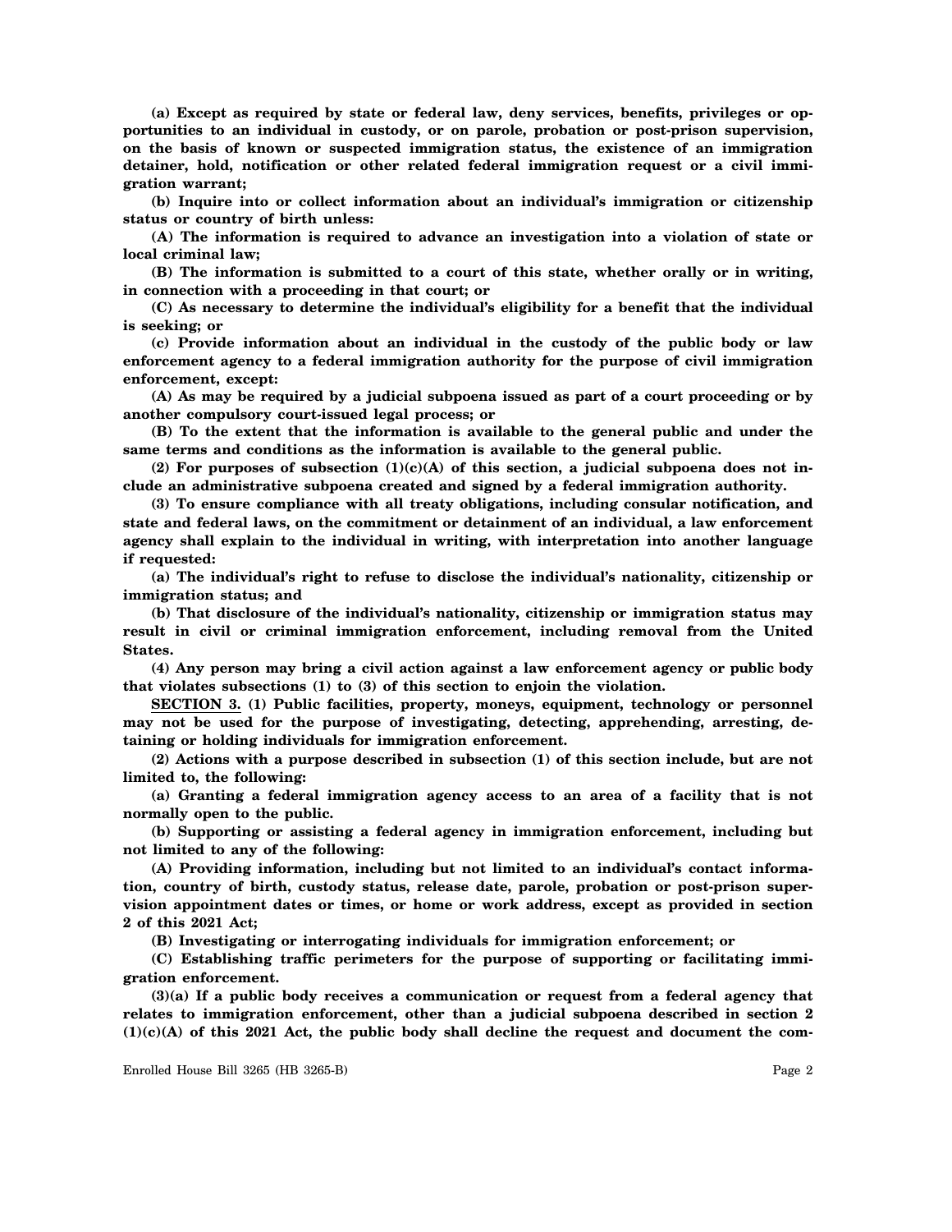**(a) Except as required by state or federal law, deny services, benefits, privileges or opportunities to an individual in custody, or on parole, probation or post-prison supervision, on the basis of known or suspected immigration status, the existence of an immigration detainer, hold, notification or other related federal immigration request or a civil immigration warrant;**

**(b) Inquire into or collect information about an individual's immigration or citizenship status or country of birth unless:**

**(A) The information is required to advance an investigation into a violation of state or local criminal law;**

**(B) The information is submitted to a court of this state, whether orally or in writing, in connection with a proceeding in that court; or**

**(C) As necessary to determine the individual's eligibility for a benefit that the individual is seeking; or**

**(c) Provide information about an individual in the custody of the public body or law enforcement agency to a federal immigration authority for the purpose of civil immigration enforcement, except:**

**(A) As may be required by a judicial subpoena issued as part of a court proceeding or by another compulsory court-issued legal process; or**

**(B) To the extent that the information is available to the general public and under the same terms and conditions as the information is available to the general public.**

**(2) For purposes of subsection (1)(c)(A) of this section, a judicial subpoena does not include an administrative subpoena created and signed by a federal immigration authority.**

**(3) To ensure compliance with all treaty obligations, including consular notification, and state and federal laws, on the commitment or detainment of an individual, a law enforcement agency shall explain to the individual in writing, with interpretation into another language if requested:**

**(a) The individual's right to refuse to disclose the individual's nationality, citizenship or immigration status; and**

**(b) That disclosure of the individual's nationality, citizenship or immigration status may result in civil or criminal immigration enforcement, including removal from the United States.**

**(4) Any person may bring a civil action against a law enforcement agency or public body that violates subsections (1) to (3) of this section to enjoin the violation.**

**SECTION 3. (1) Public facilities, property, moneys, equipment, technology or personnel may not be used for the purpose of investigating, detecting, apprehending, arresting, detaining or holding individuals for immigration enforcement.**

**(2) Actions with a purpose described in subsection (1) of this section include, but are not limited to, the following:**

**(a) Granting a federal immigration agency access to an area of a facility that is not normally open to the public.**

**(b) Supporting or assisting a federal agency in immigration enforcement, including but not limited to any of the following:**

**(A) Providing information, including but not limited to an individual's contact information, country of birth, custody status, release date, parole, probation or post-prison supervision appointment dates or times, or home or work address, except as provided in section 2 of this 2021 Act;**

**(B) Investigating or interrogating individuals for immigration enforcement; or**

**(C) Establishing traffic perimeters for the purpose of supporting or facilitating immigration enforcement.**

**(3)(a) If a public body receives a communication or request from a federal agency that relates to immigration enforcement, other than a judicial subpoena described in section 2 (1)(c)(A) of this 2021 Act, the public body shall decline the request and document the com-**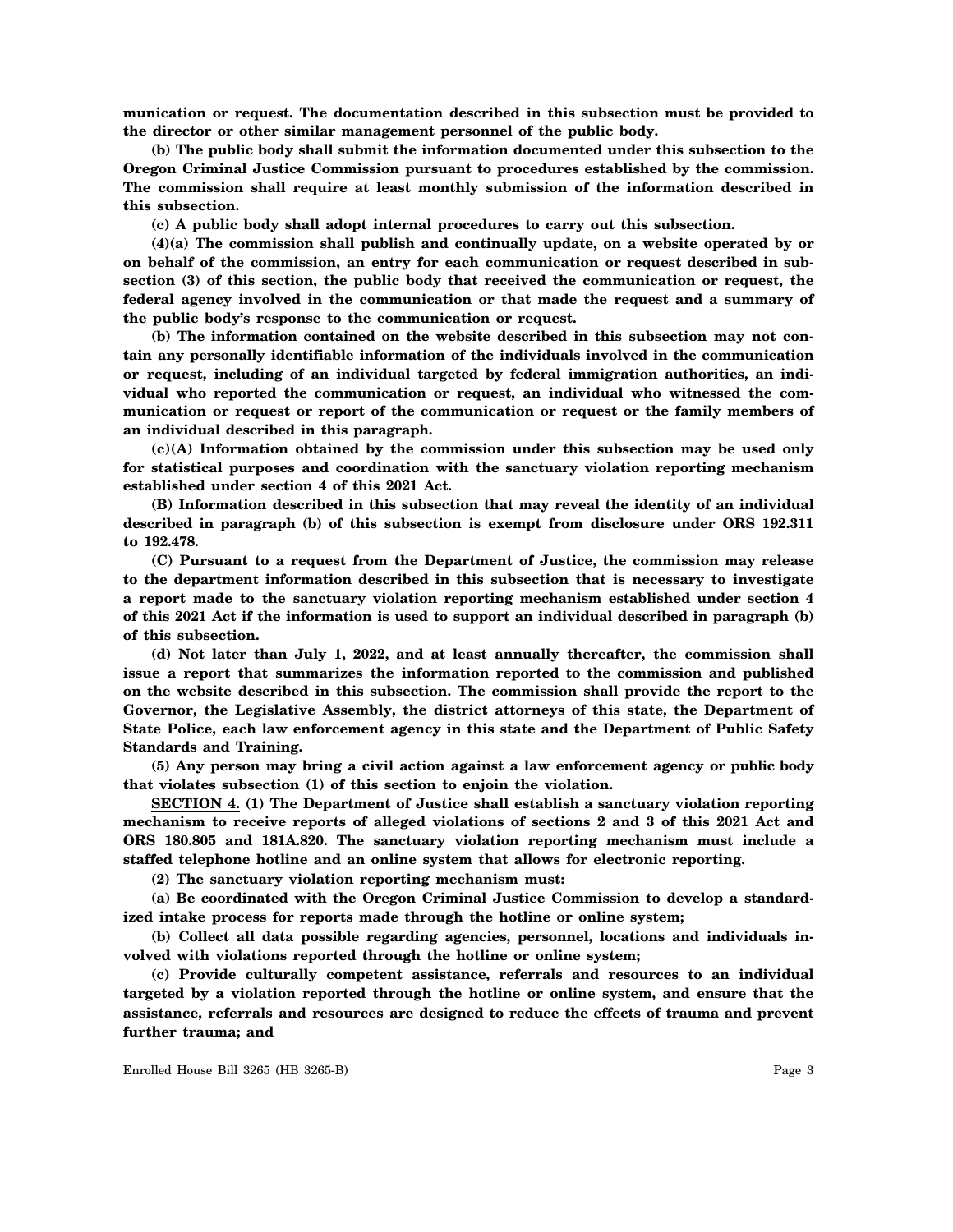**munication or request. The documentation described in this subsection must be provided to the director or other similar management personnel of the public body.**

**(b) The public body shall submit the information documented under this subsection to the Oregon Criminal Justice Commission pursuant to procedures established by the commission. The commission shall require at least monthly submission of the information described in this subsection.**

**(c) A public body shall adopt internal procedures to carry out this subsection.**

**(4)(a) The commission shall publish and continually update, on a website operated by or on behalf of the commission, an entry for each communication or request described in subsection (3) of this section, the public body that received the communication or request, the federal agency involved in the communication or that made the request and a summary of the public body's response to the communication or request.**

**(b) The information contained on the website described in this subsection may not contain any personally identifiable information of the individuals involved in the communication or request, including of an individual targeted by federal immigration authorities, an individual who reported the communication or request, an individual who witnessed the communication or request or report of the communication or request or the family members of an individual described in this paragraph.**

**(c)(A) Information obtained by the commission under this subsection may be used only for statistical purposes and coordination with the sanctuary violation reporting mechanism established under section 4 of this 2021 Act.**

**(B) Information described in this subsection that may reveal the identity of an individual described in paragraph (b) of this subsection is exempt from disclosure under ORS 192.311 to 192.478.**

**(C) Pursuant to a request from the Department of Justice, the commission may release to the department information described in this subsection that is necessary to investigate a report made to the sanctuary violation reporting mechanism established under section 4 of this 2021 Act if the information is used to support an individual described in paragraph (b) of this subsection.**

**(d) Not later than July 1, 2022, and at least annually thereafter, the commission shall issue a report that summarizes the information reported to the commission and published on the website described in this subsection. The commission shall provide the report to the Governor, the Legislative Assembly, the district attorneys of this state, the Department of State Police, each law enforcement agency in this state and the Department of Public Safety Standards and Training.**

**(5) Any person may bring a civil action against a law enforcement agency or public body that violates subsection (1) of this section to enjoin the violation.**

**SECTION 4. (1) The Department of Justice shall establish a sanctuary violation reporting mechanism to receive reports of alleged violations of sections 2 and 3 of this 2021 Act and ORS 180.805 and 181A.820. The sanctuary violation reporting mechanism must include a staffed telephone hotline and an online system that allows for electronic reporting.**

**(2) The sanctuary violation reporting mechanism must:**

**(a) Be coordinated with the Oregon Criminal Justice Commission to develop a standardized intake process for reports made through the hotline or online system;**

**(b) Collect all data possible regarding agencies, personnel, locations and individuals involved with violations reported through the hotline or online system;**

**(c) Provide culturally competent assistance, referrals and resources to an individual targeted by a violation reported through the hotline or online system, and ensure that the assistance, referrals and resources are designed to reduce the effects of trauma and prevent further trauma; and**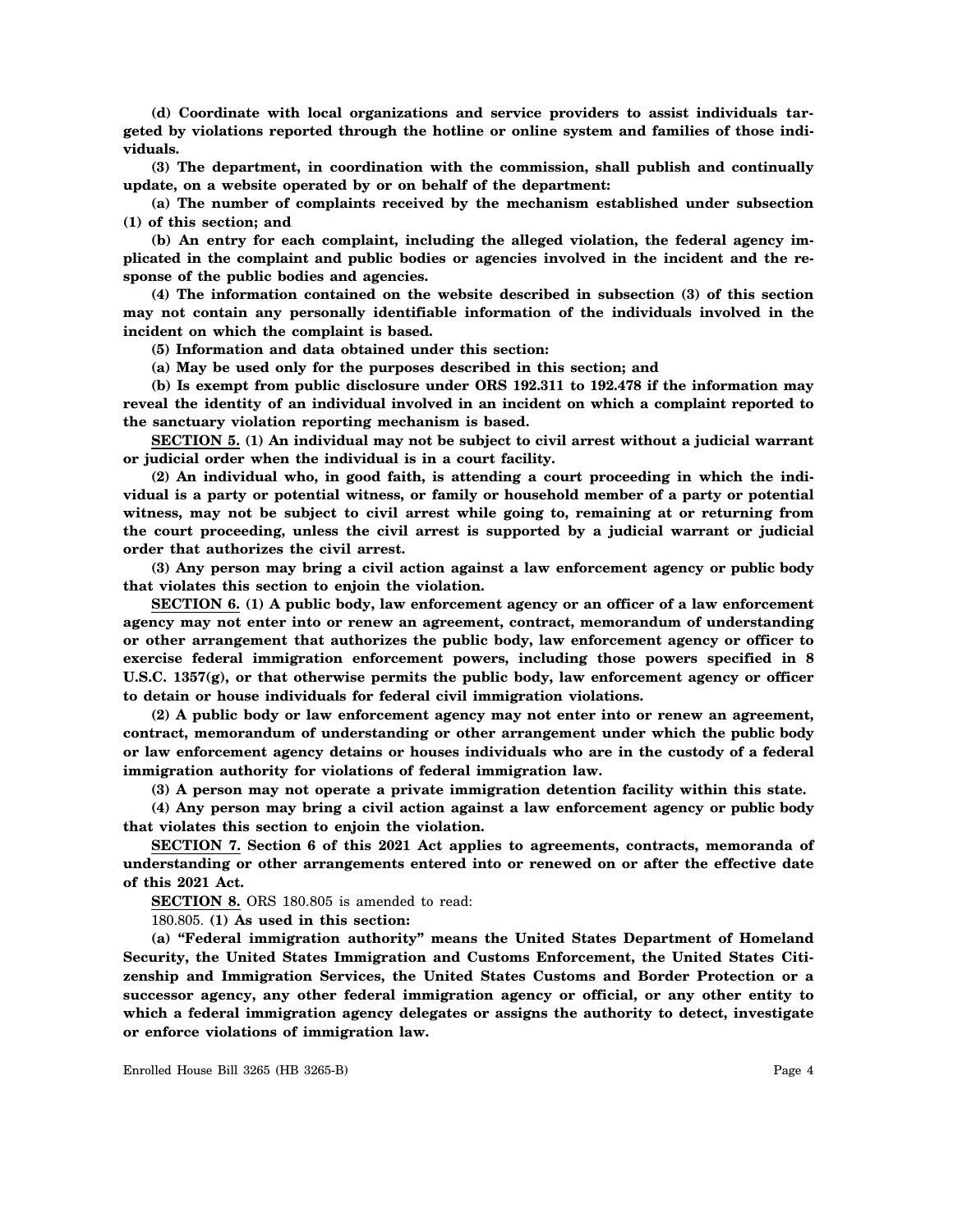**(d) Coordinate with local organizations and service providers to assist individuals targeted by violations reported through the hotline or online system and families of those individuals.**

**(3) The department, in coordination with the commission, shall publish and continually update, on a website operated by or on behalf of the department:**

**(a) The number of complaints received by the mechanism established under subsection (1) of this section; and**

**(b) An entry for each complaint, including the alleged violation, the federal agency implicated in the complaint and public bodies or agencies involved in the incident and the response of the public bodies and agencies.**

**(4) The information contained on the website described in subsection (3) of this section may not contain any personally identifiable information of the individuals involved in the incident on which the complaint is based.**

**(5) Information and data obtained under this section:**

**(a) May be used only for the purposes described in this section; and**

**(b) Is exempt from public disclosure under ORS 192.311 to 192.478 if the information may reveal the identity of an individual involved in an incident on which a complaint reported to the sanctuary violation reporting mechanism is based.**

**SECTION 5. (1) An individual may not be subject to civil arrest without a judicial warrant or judicial order when the individual is in a court facility.**

**(2) An individual who, in good faith, is attending a court proceeding in which the individual is a party or potential witness, or family or household member of a party or potential witness, may not be subject to civil arrest while going to, remaining at or returning from the court proceeding, unless the civil arrest is supported by a judicial warrant or judicial order that authorizes the civil arrest.**

**(3) Any person may bring a civil action against a law enforcement agency or public body that violates this section to enjoin the violation.**

**SECTION 6. (1) A public body, law enforcement agency or an officer of a law enforcement agency may not enter into or renew an agreement, contract, memorandum of understanding or other arrangement that authorizes the public body, law enforcement agency or officer to exercise federal immigration enforcement powers, including those powers specified in 8 U.S.C. 1357(g), or that otherwise permits the public body, law enforcement agency or officer to detain or house individuals for federal civil immigration violations.**

**(2) A public body or law enforcement agency may not enter into or renew an agreement, contract, memorandum of understanding or other arrangement under which the public body or law enforcement agency detains or houses individuals who are in the custody of a federal immigration authority for violations of federal immigration law.**

**(3) A person may not operate a private immigration detention facility within this state.**

**(4) Any person may bring a civil action against a law enforcement agency or public body that violates this section to enjoin the violation.**

**SECTION 7. Section 6 of this 2021 Act applies to agreements, contracts, memoranda of understanding or other arrangements entered into or renewed on or after the effective date of this 2021 Act.**

**SECTION 8.** ORS 180.805 is amended to read:

180.805. **(1) As used in this section:**

**(a) "Federal immigration authority" means the United States Department of Homeland Security, the United States Immigration and Customs Enforcement, the United States Citizenship and Immigration Services, the United States Customs and Border Protection or a successor agency, any other federal immigration agency or official, or any other entity to which a federal immigration agency delegates or assigns the authority to detect, investigate or enforce violations of immigration law.**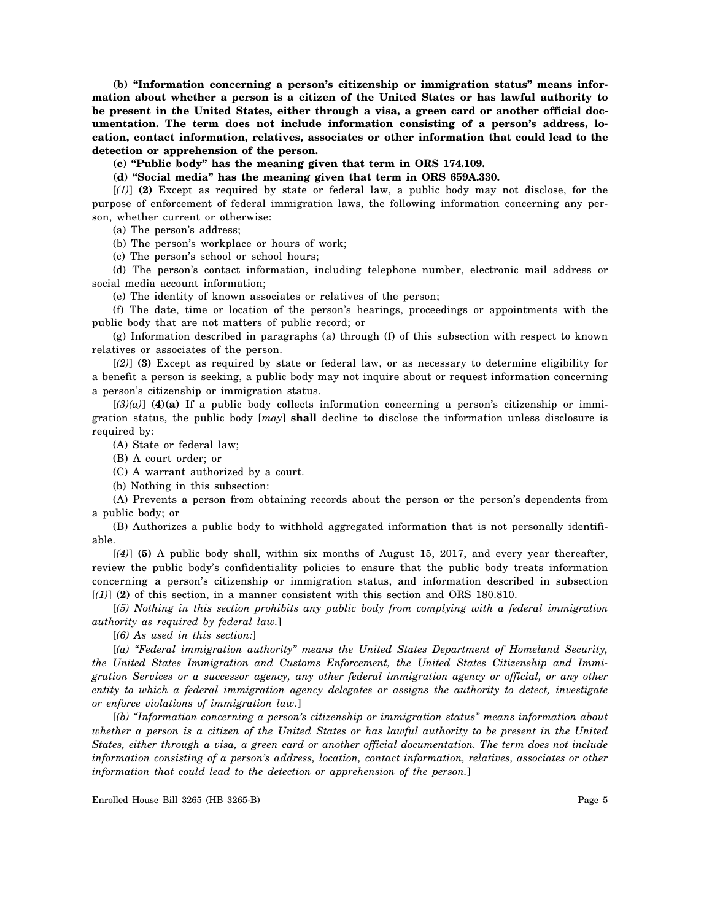**(b) "Information concerning a person's citizenship or immigration status" means information about whether a person is a citizen of the United States or has lawful authority to be present in the United States, either through a visa, a green card or another official documentation. The term does not include information consisting of a person's address, location, contact information, relatives, associates or other information that could lead to the detection or apprehension of the person.**

**(c) "Public body" has the meaning given that term in ORS 174.109.**

**(d) "Social media" has the meaning given that term in ORS 659A.330.**

[*(1)*] **(2)** Except as required by state or federal law, a public body may not disclose, for the purpose of enforcement of federal immigration laws, the following information concerning any person, whether current or otherwise:

(a) The person's address;

(b) The person's workplace or hours of work;

(c) The person's school or school hours;

(d) The person's contact information, including telephone number, electronic mail address or social media account information;

(e) The identity of known associates or relatives of the person;

(f) The date, time or location of the person's hearings, proceedings or appointments with the public body that are not matters of public record; or

(g) Information described in paragraphs (a) through (f) of this subsection with respect to known relatives or associates of the person.

[*(2)*] **(3)** Except as required by state or federal law, or as necessary to determine eligibility for a benefit a person is seeking, a public body may not inquire about or request information concerning a person's citizenship or immigration status.

[*(3)(a)*] **(4)(a)** If a public body collects information concerning a person's citizenship or immigration status, the public body [*may*] **shall** decline to disclose the information unless disclosure is required by:

(A) State or federal law;

(B) A court order; or

(C) A warrant authorized by a court.

(b) Nothing in this subsection:

(A) Prevents a person from obtaining records about the person or the person's dependents from a public body; or

(B) Authorizes a public body to withhold aggregated information that is not personally identifiable.

[*(4)*] **(5)** A public body shall, within six months of August 15, 2017, and every year thereafter, review the public body's confidentiality policies to ensure that the public body treats information concerning a person's citizenship or immigration status, and information described in subsection [*(1)*] **(2)** of this section, in a manner consistent with this section and ORS 180.810.

[*(5) Nothing in this section prohibits any public body from complying with a federal immigration authority as required by federal law.*]

[*(6) As used in this section:*]

[*(a) "Federal immigration authority" means the United States Department of Homeland Security, the United States Immigration and Customs Enforcement, the United States Citizenship and Immigration Services or a successor agency, any other federal immigration agency or official, or any other entity to which a federal immigration agency delegates or assigns the authority to detect, investigate or enforce violations of immigration law.*]

[*(b) "Information concerning a person's citizenship or immigration status" means information about whether a person is a citizen of the United States or has lawful authority to be present in the United States, either through a visa, a green card or another official documentation. The term does not include information consisting of a person's address, location, contact information, relatives, associates or other information that could lead to the detection or apprehension of the person.*]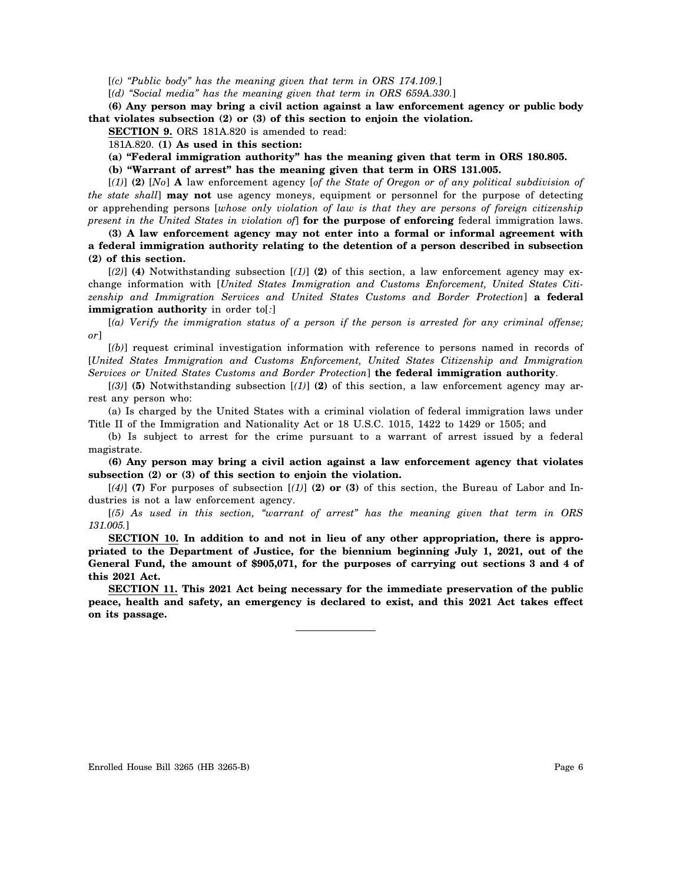[*(c) "Public body" has the meaning given that term in ORS 174.109.*]

[*(d) "Social media" has the meaning given that term in ORS 659A.330.*]

**(6) Any person may bring a civil action against a law enforcement agency or public body that violates subsection (2) or (3) of this section to enjoin the violation.**

**SECTION 9.** ORS 181A.820 is amended to read:

181A.820. **(1) As used in this section:**

**(a) "Federal immigration authority" has the meaning given that term in ORS 180.805.**

**(b) "Warrant of arrest" has the meaning given that term in ORS 131.005.**

[*(1)*] **(2)** [*No*] **A** law enforcement agency [*of the State of Oregon or of any political subdivision of the state shall*] **may not** use agency moneys, equipment or personnel for the purpose of detecting or apprehending persons [*whose only violation of law is that they are persons of foreign citizenship present in the United States in violation of*] **for the purpose of enforcing** federal immigration laws.

**(3) A law enforcement agency may not enter into a formal or informal agreement with a federal immigration authority relating to the detention of a person described in subsection (2) of this section.**

[*(2)*] **(4)** Notwithstanding subsection [*(1)*] **(2)** of this section, a law enforcement agency may exchange information with [*United States Immigration and Customs Enforcement, United States Citizenship and Immigration Services and United States Customs and Border Protection*] **a federal immigration authority** in order to[*:*]

[*(a) Verify the immigration status of a person if the person is arrested for any criminal offense; or*]

[*(b)*] request criminal investigation information with reference to persons named in records of [*United States Immigration and Customs Enforcement, United States Citizenship and Immigration Services or United States Customs and Border Protection*] **the federal immigration authority**.

[*(3)*] **(5)** Notwithstanding subsection [*(1)*] **(2)** of this section, a law enforcement agency may arrest any person who:

(a) Is charged by the United States with a criminal violation of federal immigration laws under Title II of the Immigration and Nationality Act or 18 U.S.C. 1015, 1422 to 1429 or 1505; and

(b) Is subject to arrest for the crime pursuant to a warrant of arrest issued by a federal magistrate.

**(6) Any person may bring a civil action against a law enforcement agency that violates subsection (2) or (3) of this section to enjoin the violation.**

[*(4)*] **(7)** For purposes of subsection [*(1)*] **(2) or (3)** of this section, the Bureau of Labor and Industries is not a law enforcement agency.

[*(5) As used in this section, "warrant of arrest" has the meaning given that term in ORS 131.005.*]

**SECTION 10. In addition to and not in lieu of any other appropriation, there is appropriated to the Department of Justice, for the biennium beginning July 1, 2021, out of the General Fund, the amount of $905,071, for the purposes of carrying out sections 3 and 4 of this 2021 Act.**

**SECTION 11. This 2021 Act being necessary for the immediate preservation of the public peace, health and safety, an emergency is declared to exist, and this 2021 Act takes effect on its passage.**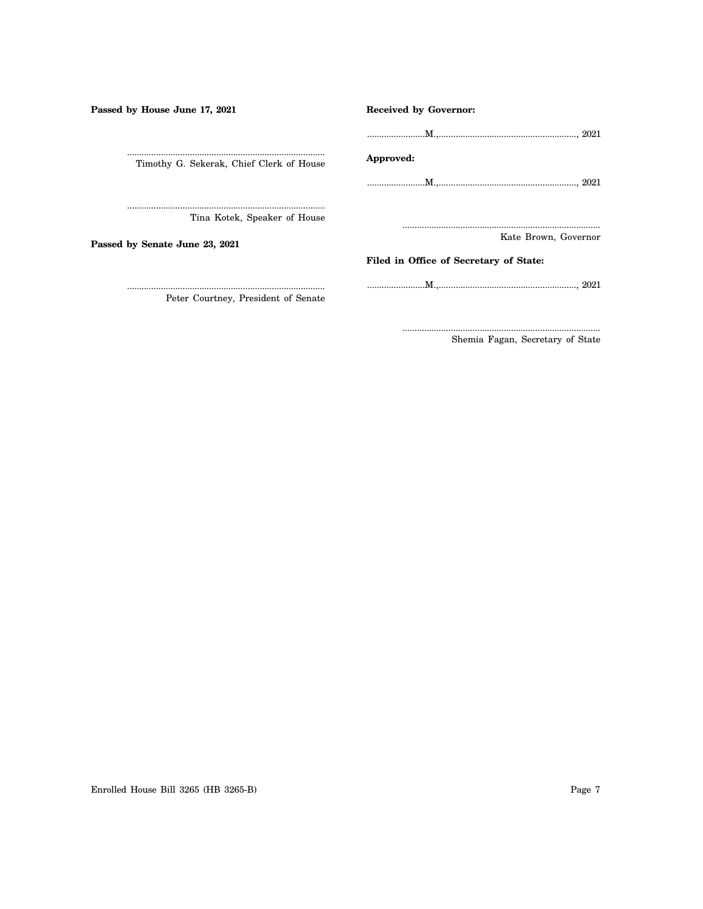**Passed by House June 17, 2021**

..................................................................................
Timothy G. Sekerak, Chief Clerk of House

..................................................................................
Tina Kotek, Speaker of House

**Passed by Senate June 23, 2021**

..................................................................................
Peter Courtney, President of Senate

**Received by Governor:**

........................M.,.........................................................., 2021

**Approved:**

........................M.,.........................................................., 2021

..................................................................................
Kate Brown, Governor

**Filed in Office of Secretary of State:**

........................M.,.........................................................., 2021

..................................................................................
Shemia Fagan, Secretary of State